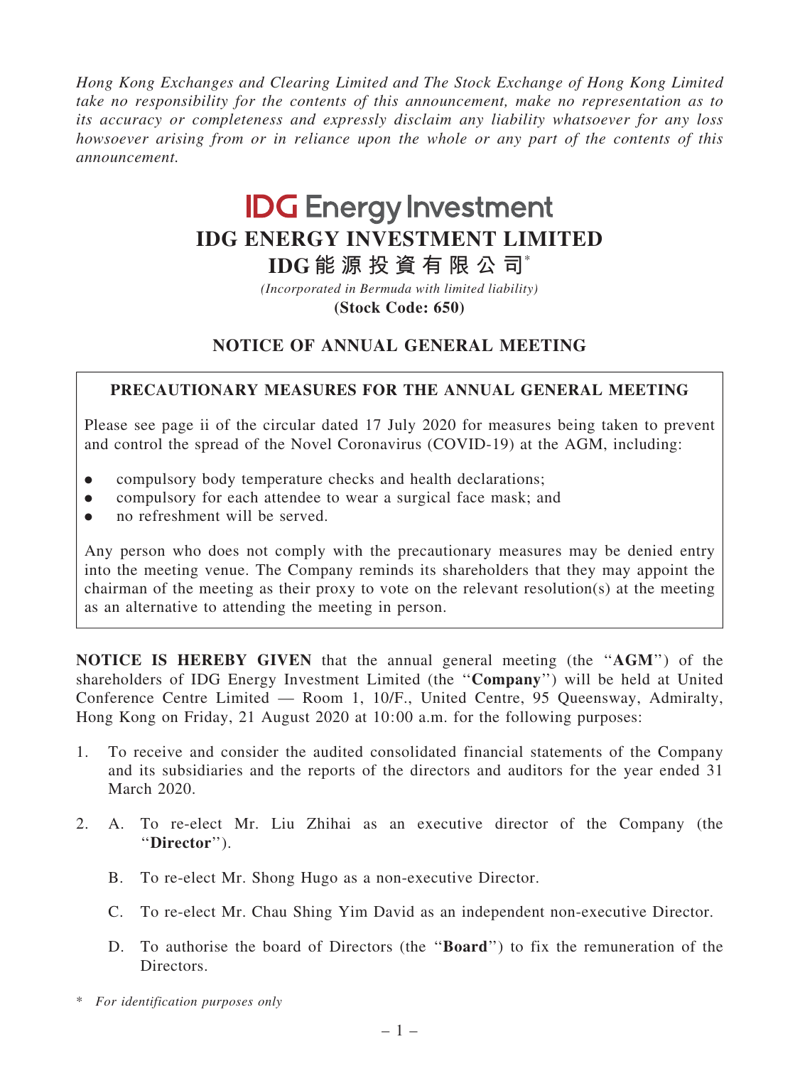*Hong Kong Exchanges and Clearing Limited and The Stock Exchange of Hong Kong Limited take no responsibility for the contents of this announcement, make no representation as to its accuracy or completeness and expressly disclaim any liability whatsoever for any loss howsoever arising from or in reliance upon the whole or any part of the contents of this announcement.*

# IDG Energy Investment

# IDG ENERGY INVESTMENT LIMITED

# IDG能源投資有限公司*

*(Incorporated in Bermuda with limited liability)*

**(Stock Code: 650)**

## NOTICE OF ANNUAL GENERAL MEETING

**PRECAUTIONARY MEASURES FOR THE ANNUAL GENERAL MEETING**

Please see page ii of the circular dated 17 July 2020 for measures being taken to prevent and control the spread of the Novel Coronavirus (COVID-19) at the AGM, including:

- compulsory body temperature checks and health declarations;
- compulsory for each attendee to wear a surgical face mask; and
- no refreshment will be served.

Any person who does not comply with the precautionary measures may be denied entry into the meeting venue. The Company reminds its shareholders that they may appoint the chairman of the meeting as their proxy to vote on the relevant resolution(s) at the meeting as an alternative to attending the meeting in person.

**NOTICE IS HEREBY GIVEN** that the annual general meeting (the "**AGM**") of the shareholders of IDG Energy Investment Limited (the "**Company**") will be held at United Conference Centre Limited — Room 1, 10/F., United Centre, 95 Queensway, Admiralty, Hong Kong on Friday, 21 August 2020 at 10:00 a.m. for the following purposes:

1. To receive and consider the audited consolidated financial statements of the Company and its subsidiaries and the reports of the directors and auditors for the year ended 31 March 2020.

2. A. To re-elect Mr. Liu Zhihai as an executive director of the Company (the "**Director**").

   B. To re-elect Mr. Shong Hugo as a non-executive Director.

   C. To re-elect Mr. Chau Shing Yim David as an independent non-executive Director.

   D. To authorise the board of Directors (the "**Board**") to fix the remuneration of the Directors.

\* *For identification purposes only*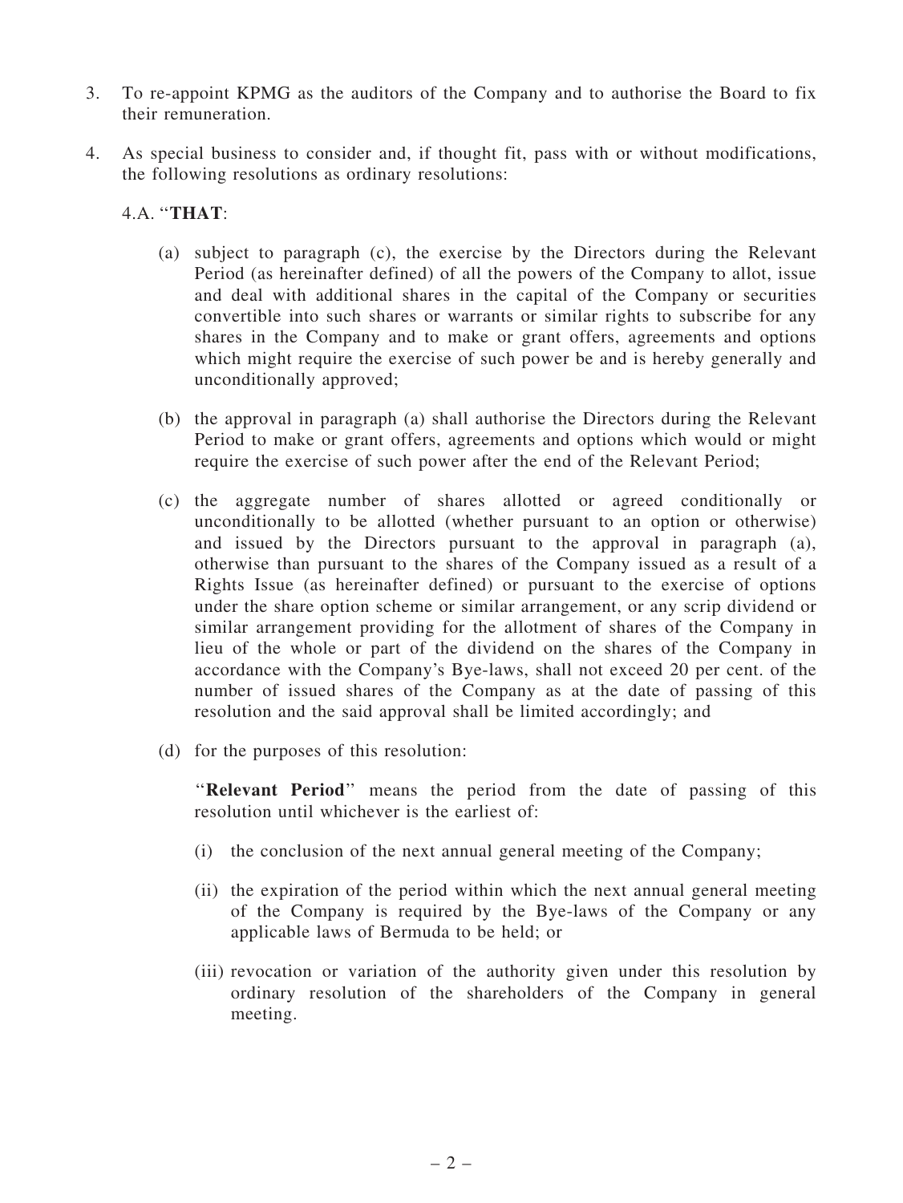3. To re-appoint KPMG as the auditors of the Company and to authorise the Board to fix their remuneration.

4. As special business to consider and, if thought fit, pass with or without modifications, the following resolutions as ordinary resolutions:

   4.A. "**THAT**:

   (a) subject to paragraph (c), the exercise by the Directors during the Relevant Period (as hereinafter defined) of all the powers of the Company to allot, issue and deal with additional shares in the capital of the Company or securities convertible into such shares or warrants or similar rights to subscribe for any shares in the Company and to make or grant offers, agreements and options which might require the exercise of such power be and is hereby generally and unconditionally approved;

   (b) the approval in paragraph (a) shall authorise the Directors during the Relevant Period to make or grant offers, agreements and options which would or might require the exercise of such power after the end of the Relevant Period;

   (c) the aggregate number of shares allotted or agreed conditionally or unconditionally to be allotted (whether pursuant to an option or otherwise) and issued by the Directors pursuant to the approval in paragraph (a), otherwise than pursuant to the shares of the Company issued as a result of a Rights Issue (as hereinafter defined) or pursuant to the exercise of options under the share option scheme or similar arrangement, or any scrip dividend or similar arrangement providing for the allotment of shares of the Company in lieu of the whole or part of the dividend on the shares of the Company in accordance with the Company's Bye-laws, shall not exceed 20 per cent. of the number of issued shares of the Company as at the date of passing of this resolution and the said approval shall be limited accordingly; and

   (d) for the purposes of this resolution:

   "**Relevant Period**" means the period from the date of passing of this resolution until whichever is the earliest of:

   (i) the conclusion of the next annual general meeting of the Company;

   (ii) the expiration of the period within which the next annual general meeting of the Company is required by the Bye-laws of the Company or any applicable laws of Bermuda to be held; or

   (iii) revocation or variation of the authority given under this resolution by ordinary resolution of the shareholders of the Company in general meeting.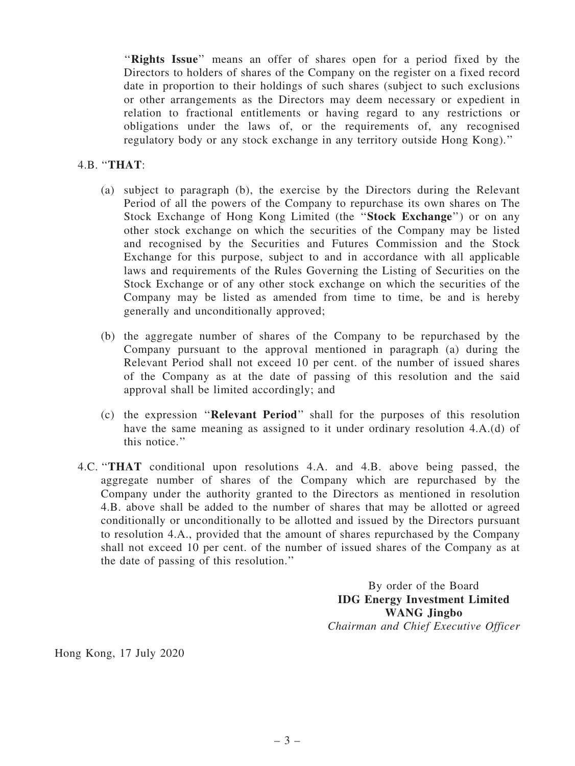"**Rights Issue**" means an offer of shares open for a period fixed by the Directors to holders of shares of the Company on the register on a fixed record date in proportion to their holdings of such shares (subject to such exclusions or other arrangements as the Directors may deem necessary or expedient in relation to fractional entitlements or having regard to any restrictions or obligations under the laws of, or the requirements of, any recognised regulatory body or any stock exchange in any territory outside Hong Kong)."

4.B. "**THAT**:

(a) subject to paragraph (b), the exercise by the Directors during the Relevant Period of all the powers of the Company to repurchase its own shares on The Stock Exchange of Hong Kong Limited (the "**Stock Exchange**") or on any other stock exchange on which the securities of the Company may be listed and recognised by the Securities and Futures Commission and the Stock Exchange for this purpose, subject to and in accordance with all applicable laws and requirements of the Rules Governing the Listing of Securities on the Stock Exchange or of any other stock exchange on which the securities of the Company may be listed as amended from time to time, be and is hereby generally and unconditionally approved;

(b) the aggregate number of shares of the Company to be repurchased by the Company pursuant to the approval mentioned in paragraph (a) during the Relevant Period shall not exceed 10 per cent. of the number of issued shares of the Company as at the date of passing of this resolution and the said approval shall be limited accordingly; and

(c) the expression "**Relevant Period**" shall for the purposes of this resolution have the same meaning as assigned to it under ordinary resolution 4.A.(d) of this notice."

4.C. "**THAT** conditional upon resolutions 4.A. and 4.B. above being passed, the aggregate number of shares of the Company which are repurchased by the Company under the authority granted to the Directors as mentioned in resolution 4.B. above shall be added to the number of shares that may be allotted or agreed conditionally or unconditionally to be allotted and issued by the Directors pursuant to resolution 4.A., provided that the amount of shares repurchased by the Company shall not exceed 10 per cent. of the number of issued shares of the Company as at the date of passing of this resolution."

By order of the Board
**IDG Energy Investment Limited**
**WANG Jingbo**
*Chairman and Chief Executive Officer*

Hong Kong, 17 July 2020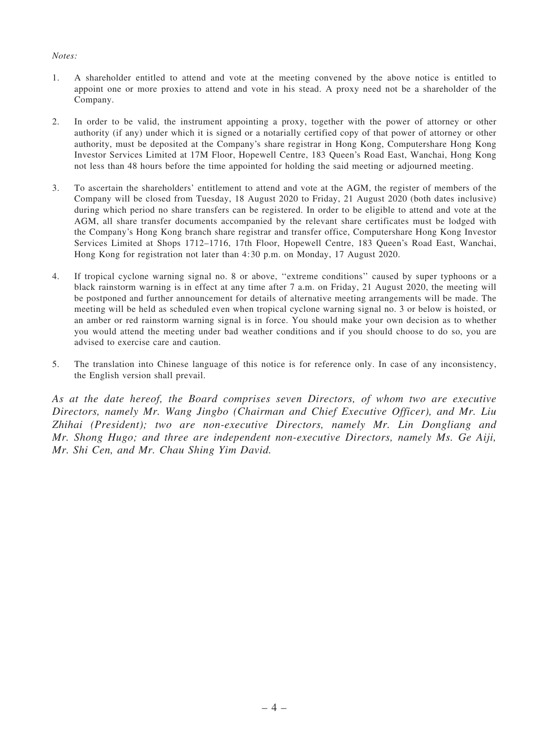*Notes:*

1. A shareholder entitled to attend and vote at the meeting convened by the above notice is entitled to appoint one or more proxies to attend and vote in his stead. A proxy need not be a shareholder of the Company.

2. In order to be valid, the instrument appointing a proxy, together with the power of attorney or other authority (if any) under which it is signed or a notarially certified copy of that power of attorney or other authority, must be deposited at the Company's share registrar in Hong Kong, Computershare Hong Kong Investor Services Limited at 17M Floor, Hopewell Centre, 183 Queen's Road East, Wanchai, Hong Kong not less than 48 hours before the time appointed for holding the said meeting or adjourned meeting.

3. To ascertain the shareholders' entitlement to attend and vote at the AGM, the register of members of the Company will be closed from Tuesday, 18 August 2020 to Friday, 21 August 2020 (both dates inclusive) during which period no share transfers can be registered. In order to be eligible to attend and vote at the AGM, all share transfer documents accompanied by the relevant share certificates must be lodged with the Company's Hong Kong branch share registrar and transfer office, Computershare Hong Kong Investor Services Limited at Shops 1712–1716, 17th Floor, Hopewell Centre, 183 Queen's Road East, Wanchai, Hong Kong for registration not later than 4:30 p.m. on Monday, 17 August 2020.

4. If tropical cyclone warning signal no. 8 or above, ''extreme conditions'' caused by super typhoons or a black rainstorm warning is in effect at any time after 7 a.m. on Friday, 21 August 2020, the meeting will be postponed and further announcement for details of alternative meeting arrangements will be made. The meeting will be held as scheduled even when tropical cyclone warning signal no. 3 or below is hoisted, or an amber or red rainstorm warning signal is in force. You should make your own decision as to whether you would attend the meeting under bad weather conditions and if you should choose to do so, you are advised to exercise care and caution.

5. The translation into Chinese language of this notice is for reference only. In case of any inconsistency, the English version shall prevail.

*As at the date hereof, the Board comprises seven Directors, of whom two are executive Directors, namely Mr. Wang Jingbo (Chairman and Chief Executive Officer), and Mr. Liu Zhihai (President); two are non-executive Directors, namely Mr. Lin Dongliang and Mr. Shong Hugo; and three are independent non-executive Directors, namely Ms. Ge Aiji, Mr. Shi Cen, and Mr. Chau Shing Yim David.*